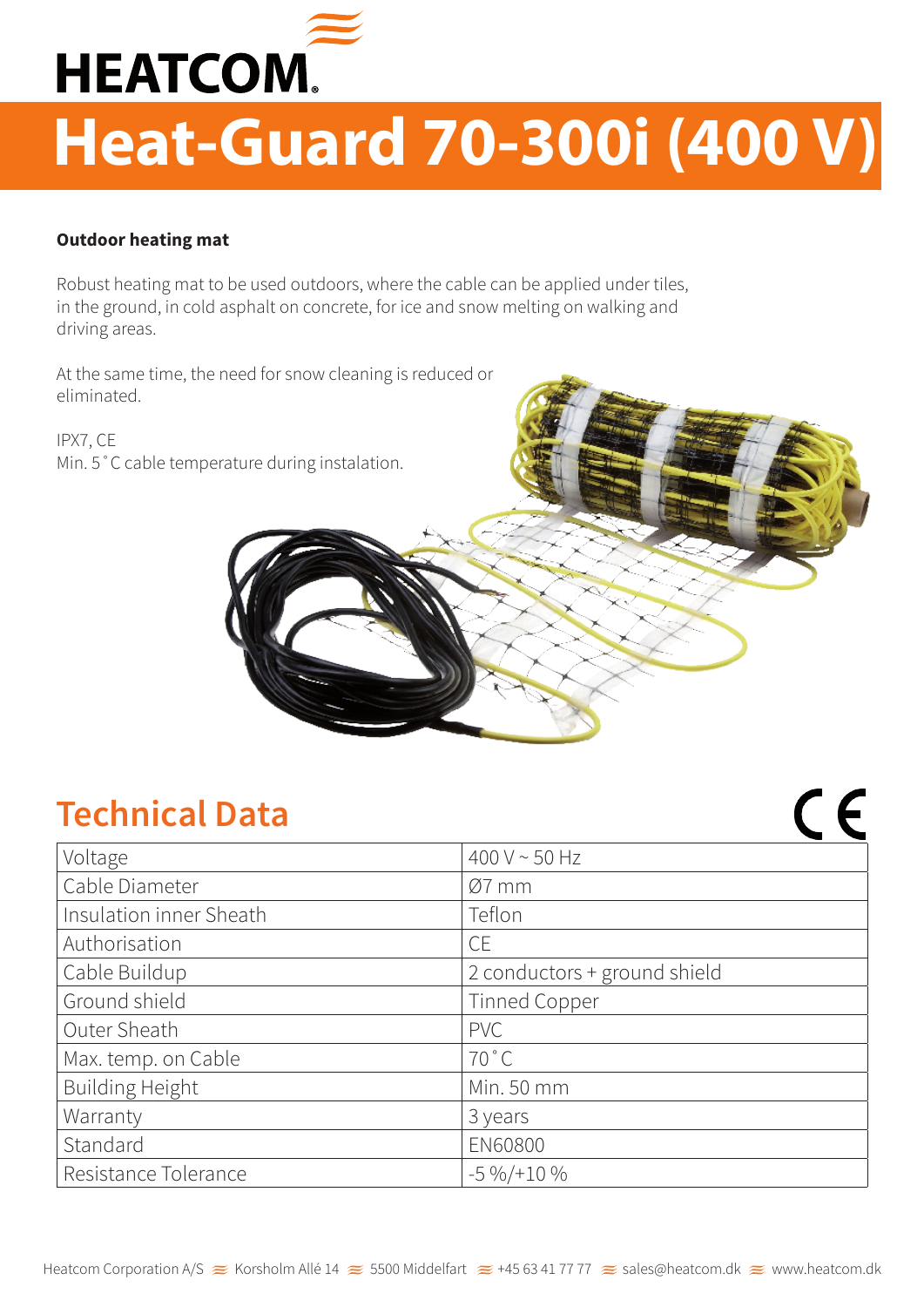HEATCOM

# Heat-Guard 70-300i (400 V)

**Outdoor heating mat**

Robust heating mat to be used outdoors, where the cable can be applied under tiles, in the ground, in cold asphalt on concrete, for ice and snow melting on walking and driving areas.

At the same time, the need for snow cleaning is reduced or eliminated.

IPX7, CE
Min. 5˚C cable temperature during instalation.

## Technical Data

| Voltage | 400 V ~ 50 Hz |
|---|---|
| Cable Diameter | Ø7 mm |
| Insulation inner Sheath | Teflon |
| Authorisation | CE |
| Cable Buildup | 2 conductors + ground shield |
| Ground shield | Tinned Copper |
| Outer Sheath | PVC |
| Max. temp. on Cable | 70˚C |
| Building Height | Min. 50 mm |
| Warranty | 3 years |
| Standard | EN60800 |
| Resistance Tolerance | -5 %/+10 % |

Heatcom Corporation A/S ≋ Korsholm Allé 14 ≋ 5500 Middelfart ≋ +45 63 41 77 77 ≋ sales@heatcom.dk ≋ www.heatcom.dk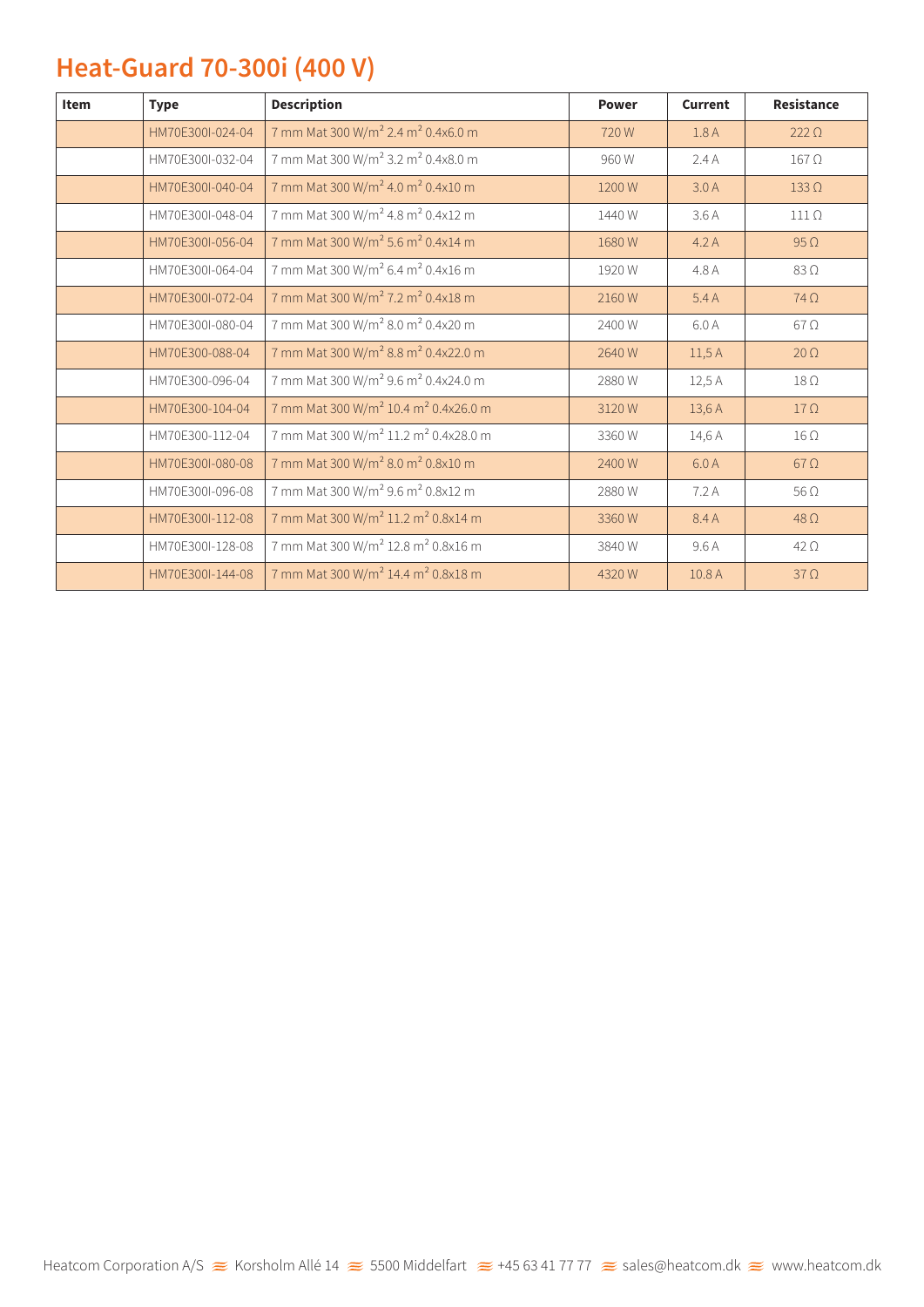# Heat-Guard 70-300i (400 V)

| Item | Type | Description | Power | Current | Resistance |
|---|---|---|---|---|---|
| | HM70E300I-024-04 | 7 mm Mat 300 W/m² 2.4 m² 0.4x6.0 m | 720 W | 1.8 A | 222 Ω |
| | HM70E300I-032-04 | 7 mm Mat 300 W/m² 3.2 m² 0.4x8.0 m | 960 W | 2.4 A | 167 Ω |
| | HM70E300I-040-04 | 7 mm Mat 300 W/m² 4.0 m² 0.4x10 m | 1200 W | 3.0 A | 133 Ω |
| | HM70E300I-048-04 | 7 mm Mat 300 W/m² 4.8 m² 0.4x12 m | 1440 W | 3.6 A | 111 Ω |
| | HM70E300I-056-04 | 7 mm Mat 300 W/m² 5.6 m² 0.4x14 m | 1680 W | 4.2 A | 95 Ω |
| | HM70E300I-064-04 | 7 mm Mat 300 W/m² 6.4 m² 0.4x16 m | 1920 W | 4.8 A | 83 Ω |
| | HM70E300I-072-04 | 7 mm Mat 300 W/m² 7.2 m² 0.4x18 m | 2160 W | 5.4 A | 74 Ω |
| | HM70E300I-080-04 | 7 mm Mat 300 W/m² 8.0 m² 0.4x20 m | 2400 W | 6.0 A | 67 Ω |
| | HM70E300-088-04 | 7 mm Mat 300 W/m² 8.8 m² 0.4x22.0 m | 2640 W | 11,5 A | 20 Ω |
| | HM70E300-096-04 | 7 mm Mat 300 W/m² 9.6 m² 0.4x24.0 m | 2880 W | 12,5 A | 18 Ω |
| | HM70E300-104-04 | 7 mm Mat 300 W/m² 10.4 m² 0.4x26.0 m | 3120 W | 13,6 A | 17 Ω |
| | HM70E300-112-04 | 7 mm Mat 300 W/m² 11.2 m² 0.4x28.0 m | 3360 W | 14,6 A | 16 Ω |
| | HM70E300I-080-08 | 7 mm Mat 300 W/m² 8.0 m² 0.8x10 m | 2400 W | 6.0 A | 67 Ω |
| | HM70E300I-096-08 | 7 mm Mat 300 W/m² 9.6 m² 0.8x12 m | 2880 W | 7.2 A | 56 Ω |
| | HM70E300I-112-08 | 7 mm Mat 300 W/m² 11.2 m² 0.8x14 m | 3360 W | 8.4 A | 48 Ω |
| | HM70E300I-128-08 | 7 mm Mat 300 W/m² 12.8 m² 0.8x16 m | 3840 W | 9.6 A | 42 Ω |
| | HM70E300I-144-08 | 7 mm Mat 300 W/m² 14.4 m² 0.8x18 m | 4320 W | 10.8 A | 37 Ω |

Heatcom Corporation A/S ≋ Korsholm Allé 14 ≋ 5500 Middelfart ≋ +45 63 41 77 77 ≋ sales@heatcom.dk ≋ www.heatcom.dk